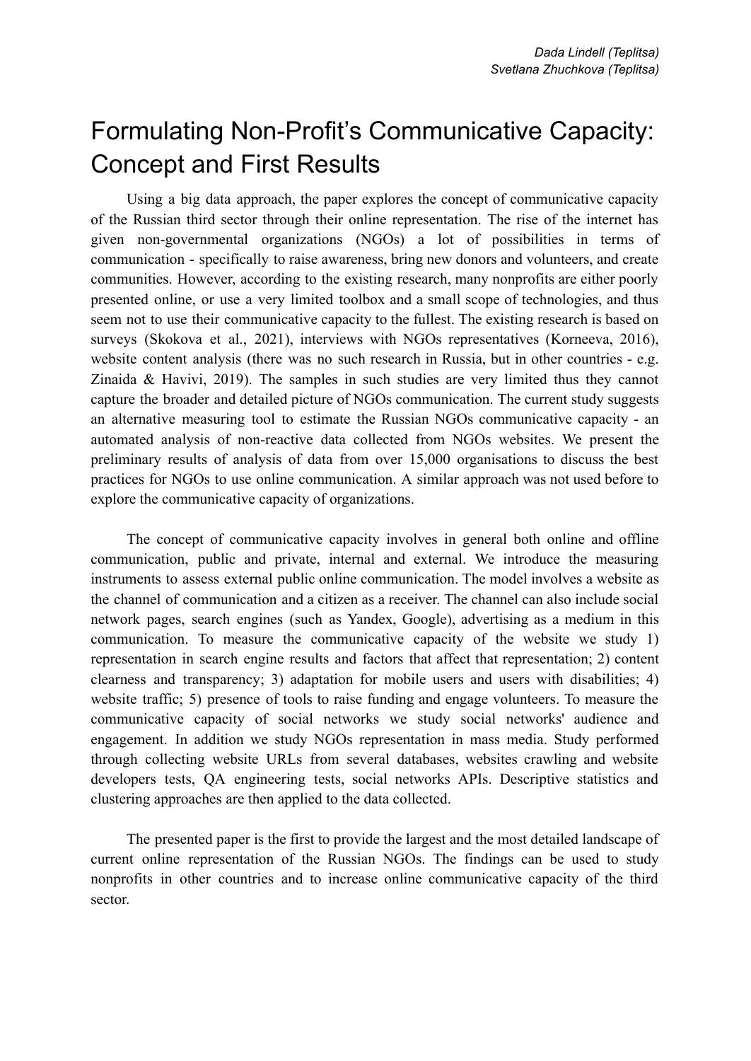*Dada Lindell (Teplitsa)*
*Svetlana Zhuchkova (Teplitsa)*

# Formulating Non-Profit's Communicative Capacity: Concept and First Results

Using a big data approach, the paper explores the concept of communicative capacity of the Russian third sector through their online representation. The rise of the internet has given non-governmental organizations (NGOs) a lot of possibilities in terms of communication - specifically to raise awareness, bring new donors and volunteers, and create communities. However, according to the existing research, many nonprofits are either poorly presented online, or use a very limited toolbox and a small scope of technologies, and thus seem not to use their communicative capacity to the fullest. The existing research is based on surveys (Skokova et al., 2021), interviews with NGOs representatives (Korneeva, 2016), website content analysis (there was no such research in Russia, but in other countries - e.g. Zinaida & Havivi, 2019). The samples in such studies are very limited thus they cannot capture the broader and detailed picture of NGOs communication. The current study suggests an alternative measuring tool to estimate the Russian NGOs communicative capacity - an automated analysis of non-reactive data collected from NGOs websites. We present the preliminary results of analysis of data from over 15,000 organisations to discuss the best practices for NGOs to use online communication. A similar approach was not used before to explore the communicative capacity of organizations.

The concept of communicative capacity involves in general both online and offline communication, public and private, internal and external. We introduce the measuring instruments to assess external public online communication. The model involves a website as the channel of communication and a citizen as a receiver. The channel can also include social network pages, search engines (such as Yandex, Google), advertising as a medium in this communication. To measure the communicative capacity of the website we study 1) representation in search engine results and factors that affect that representation; 2) content clearness and transparency; 3) adaptation for mobile users and users with disabilities; 4) website traffic; 5) presence of tools to raise funding and engage volunteers. To measure the communicative capacity of social networks we study social networks' audience and engagement. In addition we study NGOs representation in mass media. Study performed through collecting website URLs from several databases, websites crawling and website developers tests, QA engineering tests, social networks APIs. Descriptive statistics and clustering approaches are then applied to the data collected.

The presented paper is the first to provide the largest and the most detailed landscape of current online representation of the Russian NGOs. The findings can be used to study nonprofits in other countries and to increase online communicative capacity of the third sector.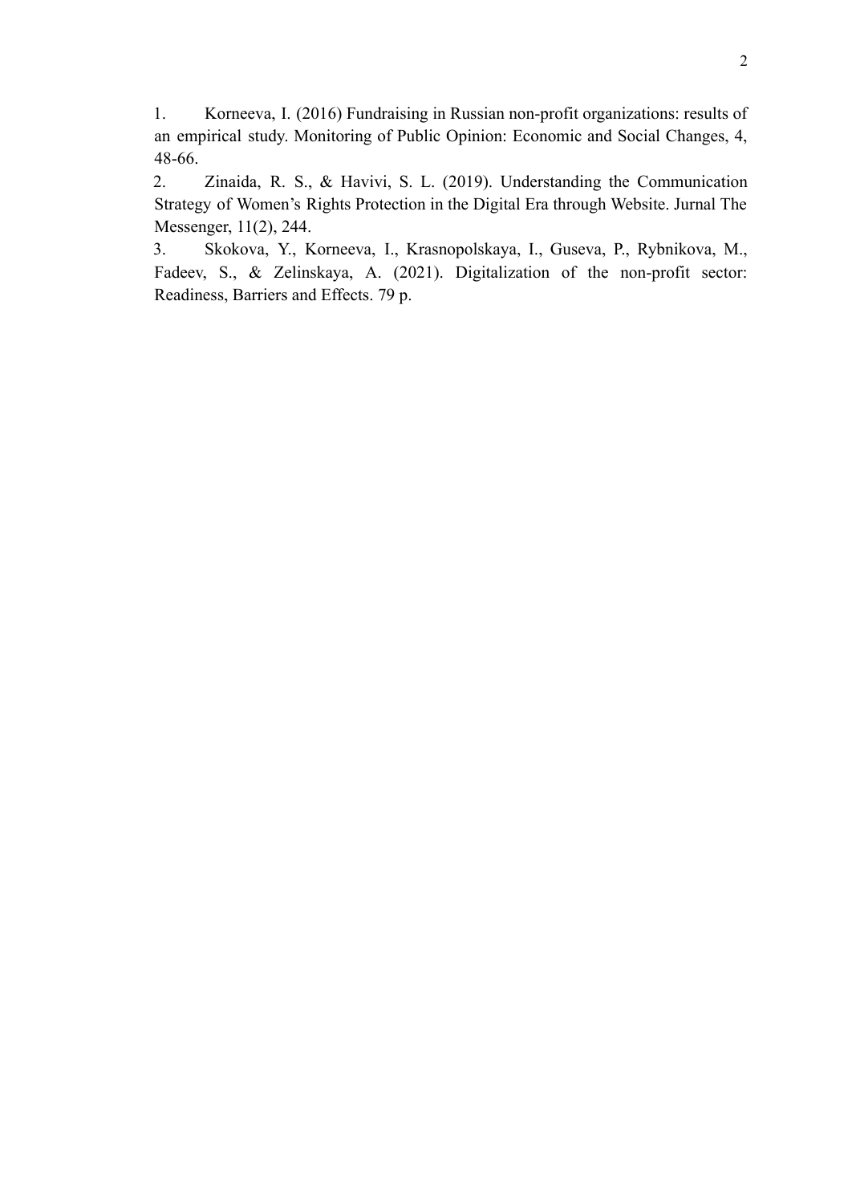1. Korneeva, I. (2016) Fundraising in Russian non-profit organizations: results of an empirical study. Monitoring of Public Opinion: Economic and Social Changes, 4, 48-66.
2. Zinaida, R. S., & Havivi, S. L. (2019). Understanding the Communication Strategy of Women's Rights Protection in the Digital Era through Website. Jurnal The Messenger, 11(2), 244.
3. Skokova, Y., Korneeva, I., Krasnopolskaya, I., Guseva, P., Rybnikova, M., Fadeev, S., & Zelinskaya, A. (2021). Digitalization of the non-profit sector: Readiness, Barriers and Effects. 79 p.